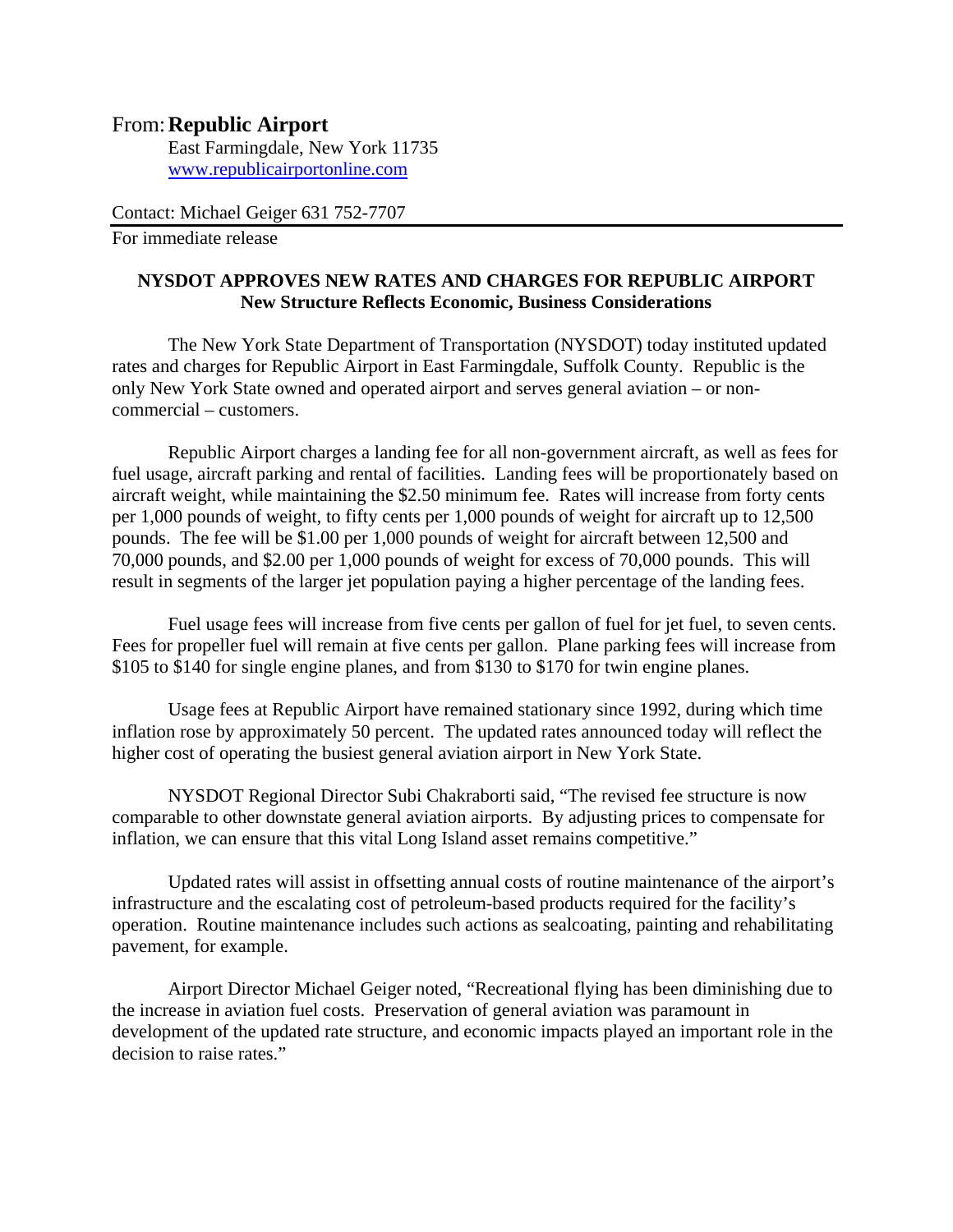From: **Republic Airport**
East Farmingdale, New York 11735
[www.republicairportonline.com](http://www.republicairportonline.com)

Contact: Michael Geiger 631 752-7707

For immediate release

---

## NYSDOT APPROVES NEW RATES AND CHARGES FOR REPUBLIC AIRPORT
### New Structure Reflects Economic, Business Considerations

The New York State Department of Transportation (NYSDOT) today instituted updated rates and charges for Republic Airport in East Farmingdale, Suffolk County. Republic is the only New York State owned and operated airport and serves general aviation – or non-commercial – customers.

Republic Airport charges a landing fee for all non-government aircraft, as well as fees for fuel usage, aircraft parking and rental of facilities. Landing fees will be proportionately based on aircraft weight, while maintaining the $2.50 minimum fee. Rates will increase from forty cents per 1,000 pounds of weight, to fifty cents per 1,000 pounds of weight for aircraft up to 12,500 pounds. The fee will be $1.00 per 1,000 pounds of weight for aircraft between 12,500 and 70,000 pounds, and $2.00 per 1,000 pounds of weight for excess of 70,000 pounds. This will result in segments of the larger jet population paying a higher percentage of the landing fees.

Fuel usage fees will increase from five cents per gallon of fuel for jet fuel, to seven cents. Fees for propeller fuel will remain at five cents per gallon. Plane parking fees will increase from $105 to $140 for single engine planes, and from $130 to $170 for twin engine planes.

Usage fees at Republic Airport have remained stationary since 1992, during which time inflation rose by approximately 50 percent. The updated rates announced today will reflect the higher cost of operating the busiest general aviation airport in New York State.

NYSDOT Regional Director Subi Chakraborti said, "The revised fee structure is now comparable to other downstate general aviation airports. By adjusting prices to compensate for inflation, we can ensure that this vital Long Island asset remains competitive."

Updated rates will assist in offsetting annual costs of routine maintenance of the airport's infrastructure and the escalating cost of petroleum-based products required for the facility's operation. Routine maintenance includes such actions as sealcoating, painting and rehabilitating pavement, for example.

Airport Director Michael Geiger noted, "Recreational flying has been diminishing due to the increase in aviation fuel costs. Preservation of general aviation was paramount in development of the updated rate structure, and economic impacts played an important role in the decision to raise rates."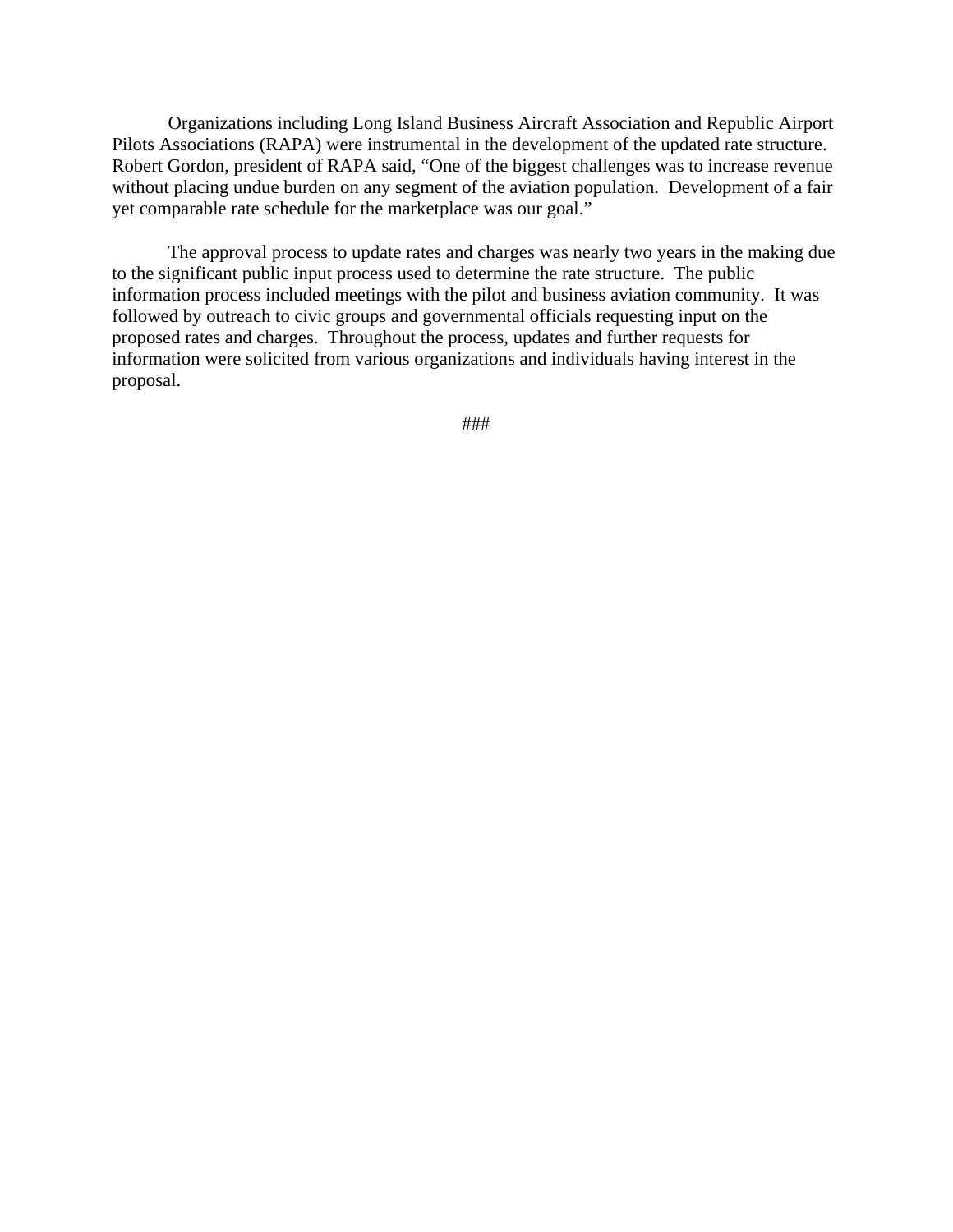Organizations including Long Island Business Aircraft Association and Republic Airport Pilots Associations (RAPA) were instrumental in the development of the updated rate structure. Robert Gordon, president of RAPA said, "One of the biggest challenges was to increase revenue without placing undue burden on any segment of the aviation population. Development of a fair yet comparable rate schedule for the marketplace was our goal."

The approval process to update rates and charges was nearly two years in the making due to the significant public input process used to determine the rate structure. The public information process included meetings with the pilot and business aviation community. It was followed by outreach to civic groups and governmental officials requesting input on the proposed rates and charges. Throughout the process, updates and further requests for information were solicited from various organizations and individuals having interest in the proposal.

###